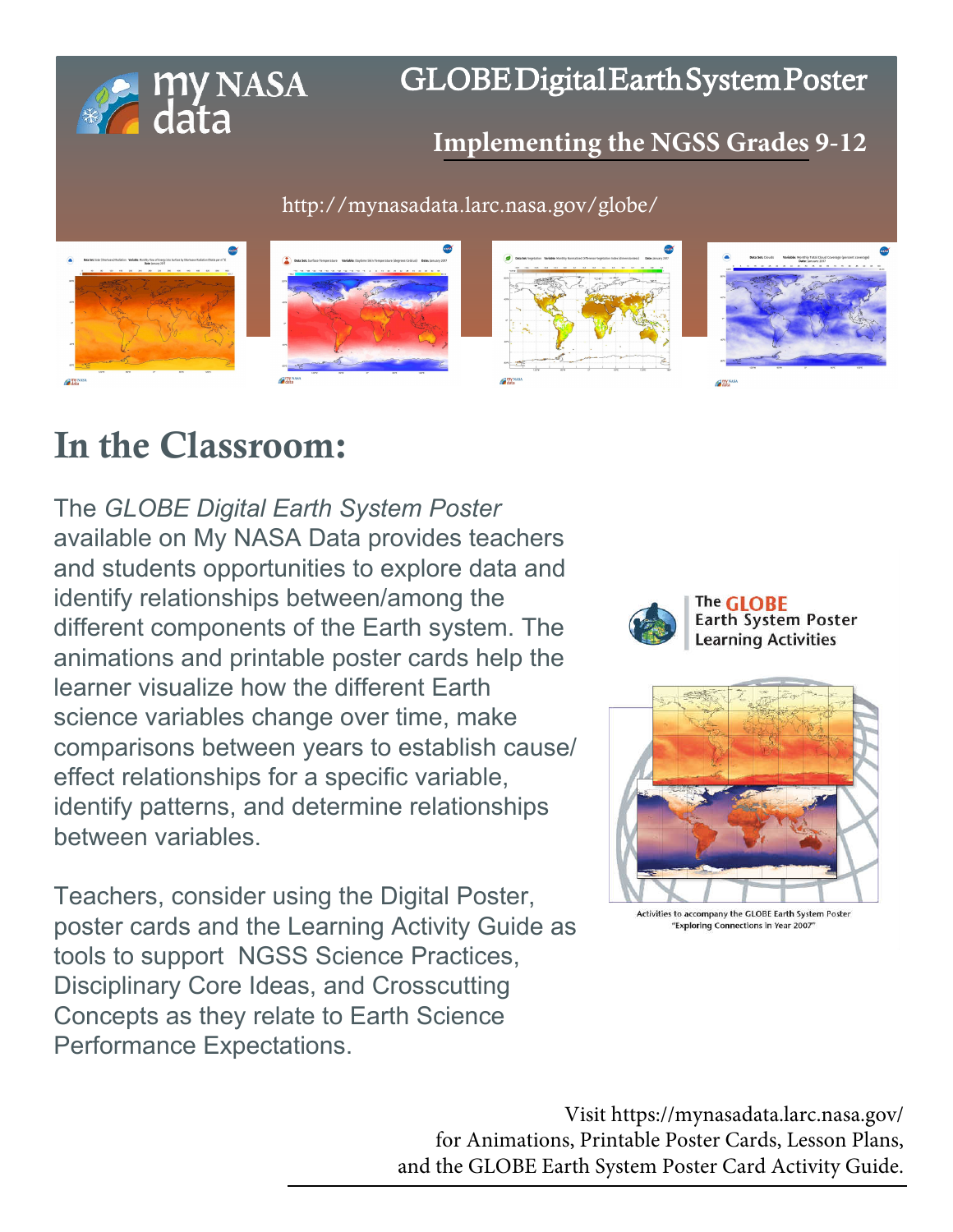my NASA data

# GLOBE Digital Earth System Poster

## Implementing the NGSS Grades 9-12

http://mynasadata.larc.nasa.gov/globe/

# In the Classroom:

The *GLOBE Digital Earth System Poster* available on My NASA Data provides teachers and students opportunities to explore data and identify relationships between/among the different components of the Earth system. The animations and printable poster cards help the learner visualize how the different Earth science variables change over time, make comparisons between years to establish cause/effect relationships for a specific variable, identify patterns, and determine relationships between variables.

Teachers, consider using the Digital Poster, poster cards and the Learning Activity Guide as tools to support NGSS Science Practices, Disciplinary Core Ideas, and Crosscutting Concepts as they relate to Earth Science Performance Expectations.

The GLOBE Earth System Poster Learning Activities

Activities to accompany the GLOBE Earth System Poster "Exploring Connections in Year 2007"

Visit https://mynasadata.larc.nasa.gov/ for Animations, Printable Poster Cards, Lesson Plans, and the GLOBE Earth System Poster Card Activity Guide.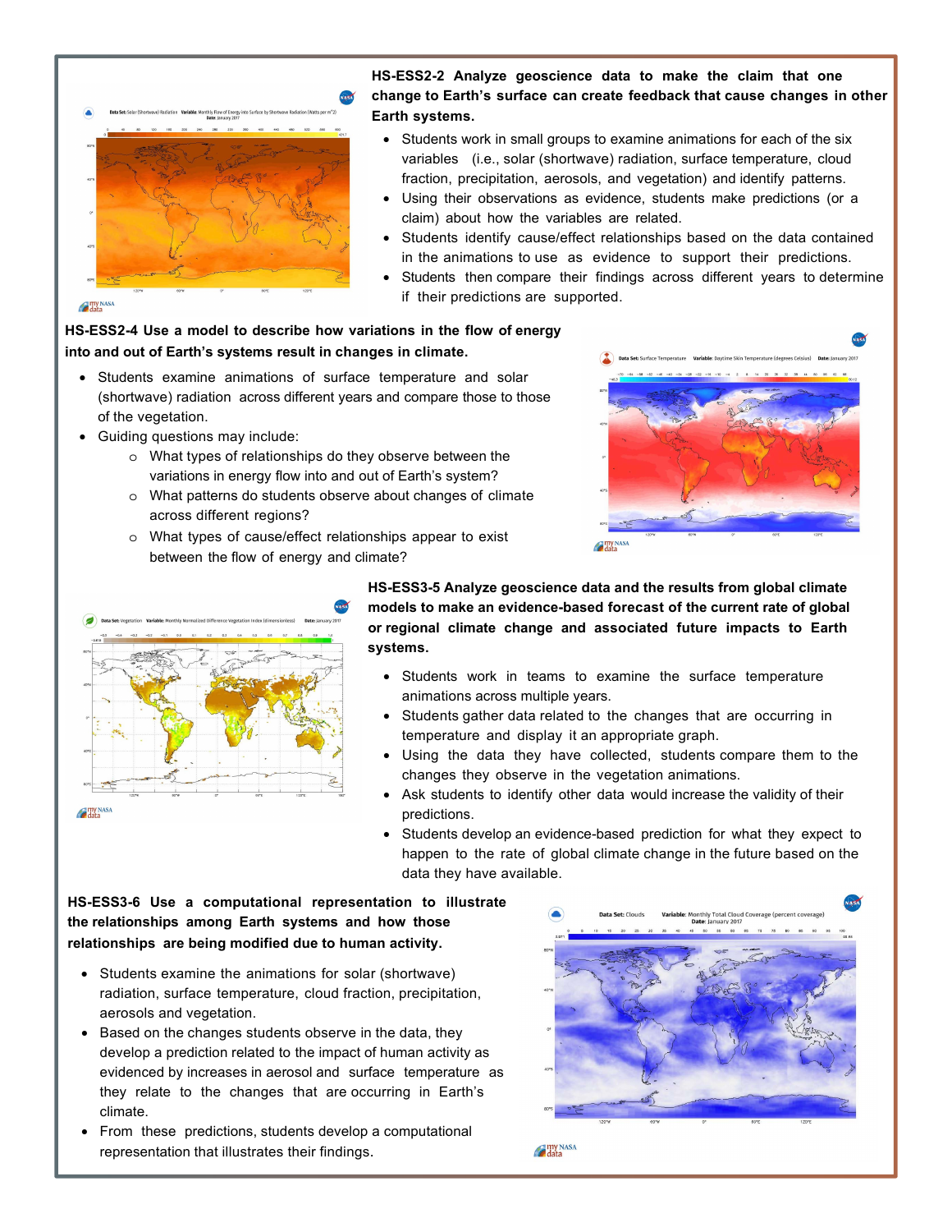**HS-ESS2-2 Analyze geoscience data to make the claim that one change to Earth's surface can create feedback that cause changes in other Earth systems.**

- Students work in small groups to examine animations for each of the six variables (i.e., solar (shortwave) radiation, surface temperature, cloud fraction, precipitation, aerosols, and vegetation) and identify patterns.
- Using their observations as evidence, students make predictions (or a claim) about how the variables are related.
- Students identify cause/effect relationships based on the data contained in the animations to use as evidence to support their predictions.
- Students then compare their findings across different years to determine if their predictions are supported.

**HS-ESS2-4 Use a model to describe how variations in the flow of energy into and out of Earth's systems result in changes in climate.**

- Students examine animations of surface temperature and solar (shortwave) radiation across different years and compare those to those of the vegetation.
- Guiding questions may include:
  - What types of relationships do they observe between the variations in energy flow into and out of Earth's system?
  - What patterns do students observe about changes of climate across different regions?
  - What types of cause/effect relationships appear to exist between the flow of energy and climate?

**HS-ESS3-5 Analyze geoscience data and the results from global climate models to make an evidence-based forecast of the current rate of global or regional climate change and associated future impacts to Earth systems.**

- Students work in teams to examine the surface temperature animations across multiple years.
- Students gather data related to the changes that are occurring in temperature and display it an appropriate graph.
- Using the data they have collected, students compare them to the changes they observe in the vegetation animations.
- Ask students to identify other data would increase the validity of their predictions.
- Students develop an evidence-based prediction for what they expect to happen to the rate of global climate change in the future based on the data they have available.

**HS-ESS3-6 Use a computational representation to illustrate the relationships among Earth systems and how those relationships are being modified due to human activity.**

- Students examine the animations for solar (shortwave) radiation, surface temperature, cloud fraction, precipitation, aerosols and vegetation.
- Based on the changes students observe in the data, they develop a prediction related to the impact of human activity as evidenced by increases in aerosol and surface temperature as they relate to the changes that are occurring in Earth's climate.
- From these predictions, students develop a computational representation that illustrates their findings.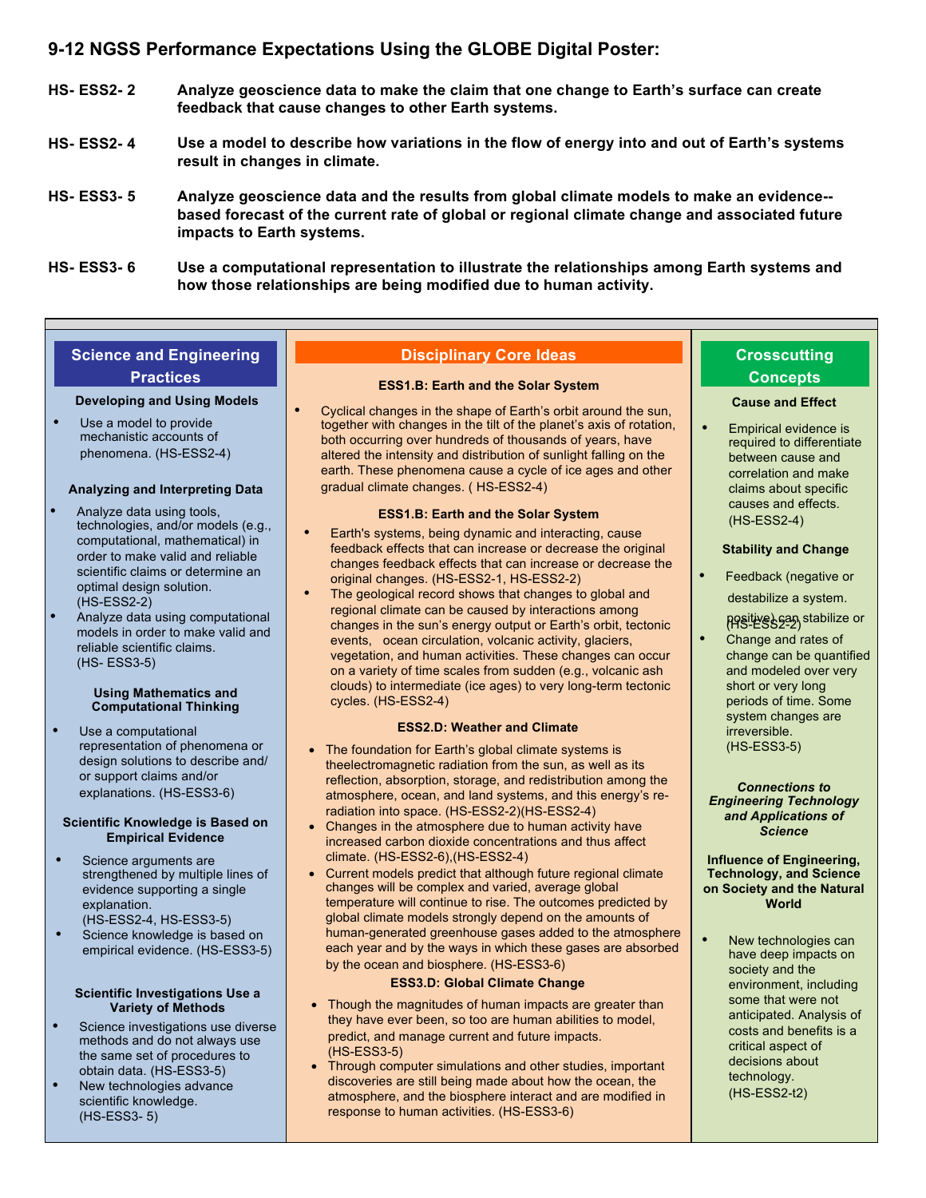# 9-12 NGSS Performance Expectations Using the GLOBE Digital Poster:

**HS- ESS2- 2** **Analyze geoscience data to make the claim that one change to Earth's surface can create feedback that cause changes to other Earth systems.**

**HS- ESS2- 4** **Use a model to describe how variations in the flow of energy into and out of Earth's systems result in changes in climate.**

**HS- ESS3- 5** **Analyze geoscience data and the results from global climate models to make an evidence--based forecast of the current rate of global or regional climate change and associated future impacts to Earth systems.**

**HS- ESS3- 6** **Use a computational representation to illustrate the relationships among Earth systems and how those relationships are being modified due to human activity.**

## Science and Engineering Practices

**Developing and Using Models**

- Use a model to provide mechanistic accounts of phenomena. (HS-ESS2-4)

**Analyzing and Interpreting Data**

- Analyze data using tools, technologies, and/or models (e.g., computational, mathematical) in order to make valid and reliable scientific claims or determine an optimal design solution. (HS-ESS2-2)
- Analyze data using computational models in order to make valid and reliable scientific claims. (HS- ESS3-5)

**Using Mathematics and Computational Thinking**

- Use a computational representation of phenomena or design solutions to describe and/ or support claims and/or explanations. (HS-ESS3-6)

**Scientific Knowledge is Based on Empirical Evidence**

- Science arguments are strengthened by multiple lines of evidence supporting a single explanation. (HS-ESS2-4, HS-ESS3-5)
- Science knowledge is based on empirical evidence. (HS-ESS3-5)

**Scientific Investigations Use a Variety of Methods**

- Science investigations use diverse methods and do not always use the same set of procedures to obtain data. (HS-ESS3-5)
- New technologies advance scientific knowledge. (HS-ESS3- 5)

## Disciplinary Core Ideas

**ESS1.B: Earth and the Solar System**

- Cyclical changes in the shape of Earth's orbit around the sun, together with changes in the tilt of the planet's axis of rotation, both occurring over hundreds of thousands of years, have altered the intensity and distribution of sunlight falling on the earth. These phenomena cause a cycle of ice ages and other gradual climate changes. ( HS-ESS2-4)

**ESS1.B: Earth and the Solar System**

- Earth's systems, being dynamic and interacting, cause feedback effects that can increase or decrease the original changes feedback effects that can increase or decrease the original changes. (HS-ESS2-1, HS-ESS2-2)
- The geological record shows that changes to global and regional climate can be caused by interactions among changes in the sun's energy output or Earth's orbit, tectonic events, ocean circulation, volcanic activity, glaciers, vegetation, and human activities. These changes can occur on a variety of time scales from sudden (e.g., volcanic ash clouds) to intermediate (ice ages) to very long-term tectonic cycles. (HS-ESS2-4)

**ESS2.D: Weather and Climate**

- The foundation for Earth's global climate systems is theelectromagnetic radiation from the sun, as well as its reflection, absorption, storage, and redistribution among the atmosphere, ocean, and land systems, and this energy's re-radiation into space. (HS-ESS2-2)(HS-ESS2-4)
- Changes in the atmosphere due to human activity have increased carbon dioxide concentrations and thus affect climate. (HS-ESS2-6),(HS-ESS2-4)
- Current models predict that although future regional climate changes will be complex and varied, average global temperature will continue to rise. The outcomes predicted by global climate models strongly depend on the amounts of human-generated greenhouse gases added to the atmosphere each year and by the ways in which these gases are absorbed by the ocean and biosphere. (HS-ESS3-6)

**ESS3.D: Global Climate Change**

- Though the magnitudes of human impacts are greater than they have ever been, so too are human abilities to model, predict, and manage current and future impacts. (HS-ESS3-5)
- Through computer simulations and other studies, important discoveries are still being made about how the ocean, the atmosphere, and the biosphere interact and are modified in response to human activities. (HS-ESS3-6)

## Crosscutting Concepts

**Cause and Effect**

- Empirical evidence is required to differentiate between cause and correlation and make claims about specific causes and effects. (HS-ESS2-4)

**Stability and Change**

- Feedback (negative or positive) can stabilize or destabilize a system. (HS-ESS2-2)
- Change and rates of change can be quantified and modeled over very short or very long periods of time. Some system changes are irreversible. (HS-ESS3-5)

***Connections to Engineering Technology and Applications of Science***

**Influence of Engineering, Technology, and Science on Society and the Natural World**

- New technologies can have deep impacts on society and the environment, including some that were not anticipated. Analysis of costs and benefits is a critical aspect of decisions about technology. (HS-ESS2-t2)